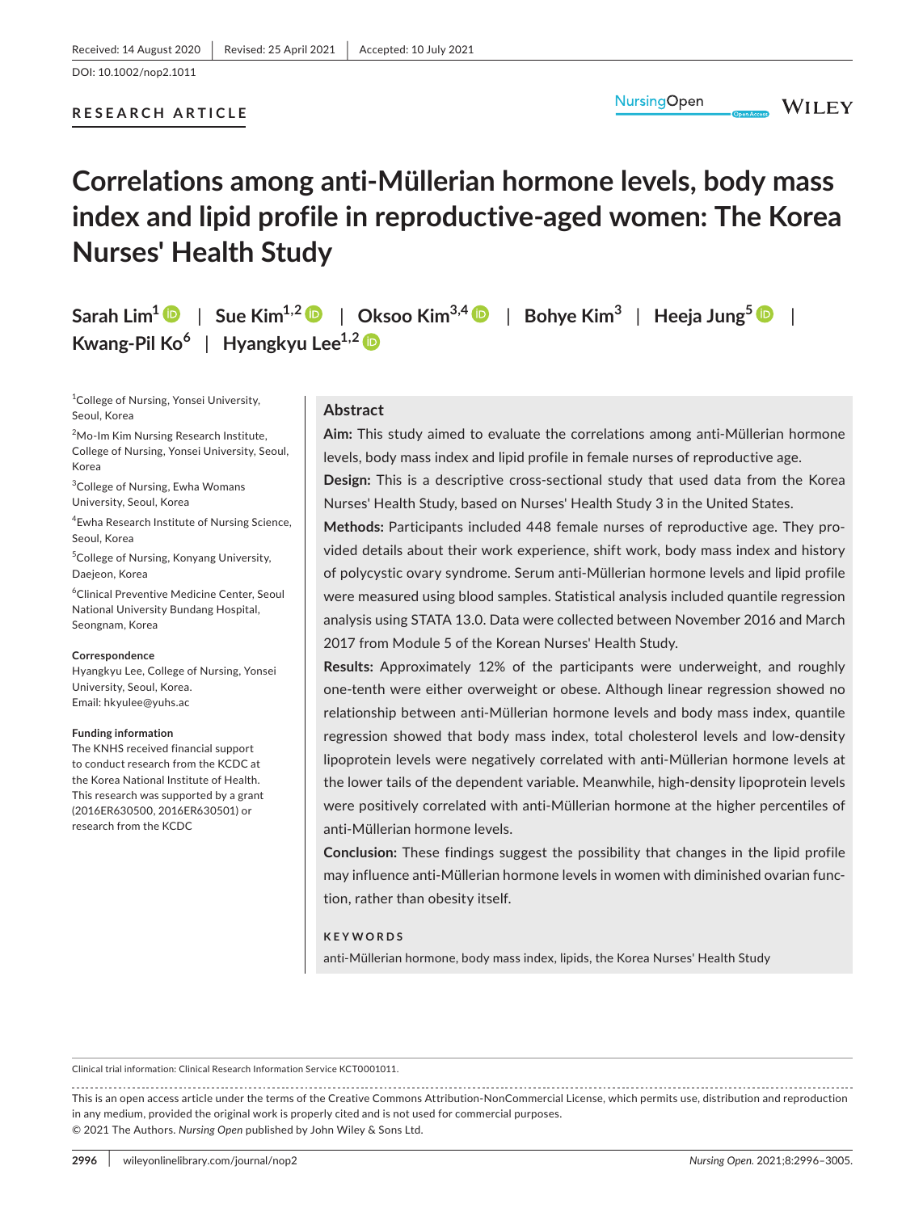Received: 14 August 2020 | Revised: 25 April 2021 | Accepted: 10 July 2021

DOI: 10.1002/nop2.1011

**RESEARCH ARTICLE**

# Correlations among anti-Müllerian hormone levels, body mass index and lipid profile in reproductive-aged women: The Korea Nurses' Health Study

**Sarah Lim[1] | Sue Kim[1,2] | Oksoo Kim[3,4] | Bohye Kim[3] | Heeja Jung[5] | Kwang-Pil Ko[6] | Hyangkyu Lee[1,2]**

[1]College of Nursing, Yonsei University, Seoul, Korea

[2]Mo-Im Kim Nursing Research Institute, College of Nursing, Yonsei University, Seoul, Korea

[3]College of Nursing, Ewha Womans University, Seoul, Korea

[4]Ewha Research Institute of Nursing Science, Seoul, Korea

[5]College of Nursing, Konyang University, Daejeon, Korea

[6]Clinical Preventive Medicine Center, Seoul National University Bundang Hospital, Seongnam, Korea

**Correspondence**
Hyangkyu Lee, College of Nursing, Yonsei University, Seoul, Korea.
Email: hkyulee@yuhs.ac

**Funding information**
The KNHS received financial support to conduct research from the KCDC at the Korea National Institute of Health. This research was supported by a grant (2016ER630500, 2016ER630501) or research from the KCDC

## Abstract

**Aim:** This study aimed to evaluate the correlations among anti-Müllerian hormone levels, body mass index and lipid profile in female nurses of reproductive age.

**Design:** This is a descriptive cross-sectional study that used data from the Korea Nurses' Health Study, based on Nurses' Health Study 3 in the United States.

**Methods:** Participants included 448 female nurses of reproductive age. They provided details about their work experience, shift work, body mass index and history of polycystic ovary syndrome. Serum anti-Müllerian hormone levels and lipid profile were measured using blood samples. Statistical analysis included quantile regression analysis using STATA 13.0. Data were collected between November 2016 and March 2017 from Module 5 of the Korean Nurses' Health Study.

**Results:** Approximately 12% of the participants were underweight, and roughly one-tenth were either overweight or obese. Although linear regression showed no relationship between anti-Müllerian hormone levels and body mass index, quantile regression showed that body mass index, total cholesterol levels and low-density lipoprotein levels were negatively correlated with anti-Müllerian hormone levels at the lower tails of the dependent variable. Meanwhile, high-density lipoprotein levels were positively correlated with anti-Müllerian hormone at the higher percentiles of anti-Müllerian hormone levels.

**Conclusion:** These findings suggest the possibility that changes in the lipid profile may influence anti-Müllerian hormone levels in women with diminished ovarian function, rather than obesity itself.

**KEYWORDS**

anti-Müllerian hormone, body mass index, lipids, the Korea Nurses' Health Study

Clinical trial information: Clinical Research Information Service KCT0001011.

This is an open access article under the terms of the Creative Commons Attribution-NonCommercial License, which permits use, distribution and reproduction in any medium, provided the original work is properly cited and is not used for commercial purposes.
© 2021 The Authors. *Nursing Open* published by John Wiley & Sons Ltd.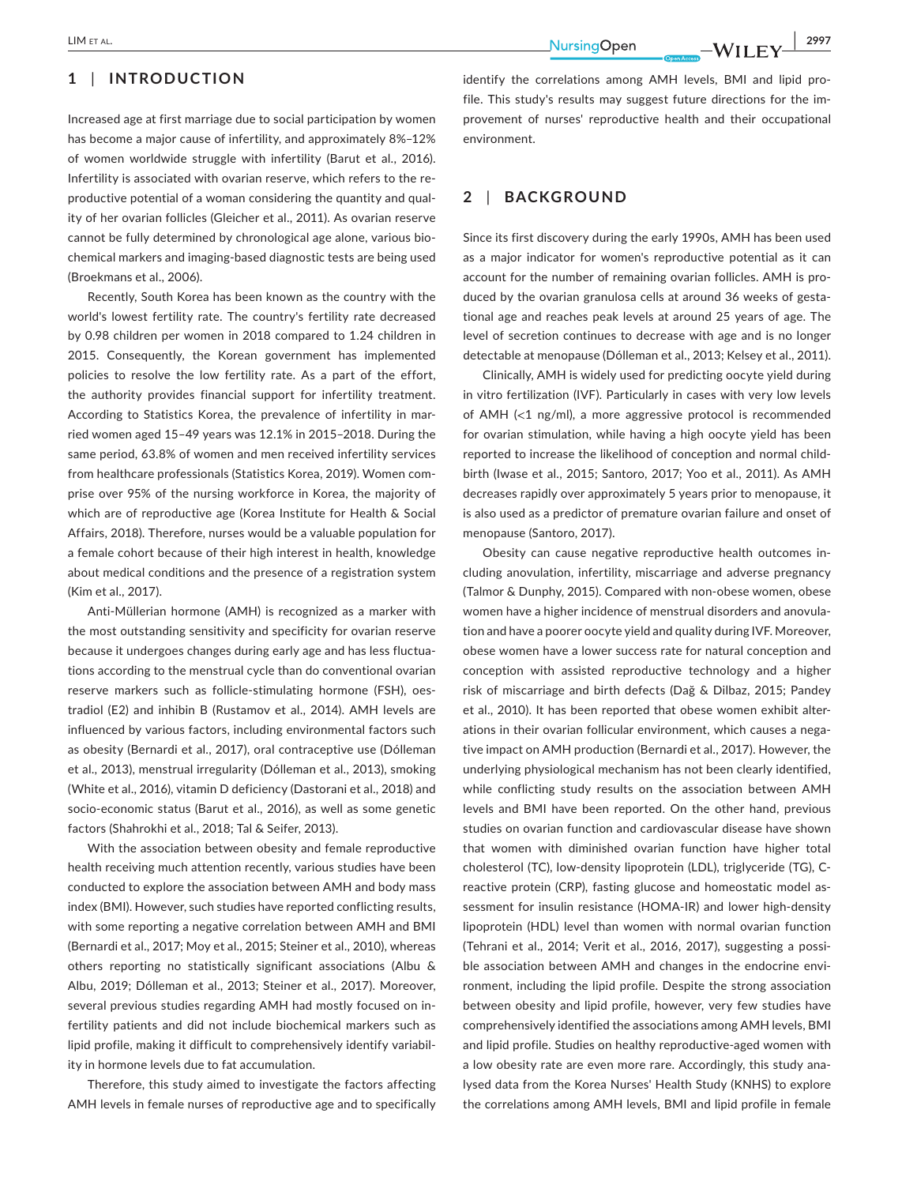## 1 | INTRODUCTION

Increased age at first marriage due to social participation by women has become a major cause of infertility, and approximately 8%–12% of women worldwide struggle with infertility (Barut et al., 2016). Infertility is associated with ovarian reserve, which refers to the reproductive potential of a woman considering the quantity and quality of her ovarian follicles (Gleicher et al., 2011). As ovarian reserve cannot be fully determined by chronological age alone, various biochemical markers and imaging-based diagnostic tests are being used (Broekmans et al., 2006).

Recently, South Korea has been known as the country with the world's lowest fertility rate. The country's fertility rate decreased by 0.98 children per women in 2018 compared to 1.24 children in 2015. Consequently, the Korean government has implemented policies to resolve the low fertility rate. As a part of the effort, the authority provides financial support for infertility treatment. According to Statistics Korea, the prevalence of infertility in married women aged 15–49 years was 12.1% in 2015–2018. During the same period, 63.8% of women and men received infertility services from healthcare professionals (Statistics Korea, 2019). Women comprise over 95% of the nursing workforce in Korea, the majority of which are of reproductive age (Korea Institute for Health & Social Affairs, 2018). Therefore, nurses would be a valuable population for a female cohort because of their high interest in health, knowledge about medical conditions and the presence of a registration system (Kim et al., 2017).

Anti-Müllerian hormone (AMH) is recognized as a marker with the most outstanding sensitivity and specificity for ovarian reserve because it undergoes changes during early age and has less fluctuations according to the menstrual cycle than do conventional ovarian reserve markers such as follicle-stimulating hormone (FSH), oestradiol (E2) and inhibin B (Rustamov et al., 2014). AMH levels are influenced by various factors, including environmental factors such as obesity (Bernardi et al., 2017), oral contraceptive use (Dólleman et al., 2013), menstrual irregularity (Dólleman et al., 2013), smoking (White et al., 2016), vitamin D deficiency (Dastorani et al., 2018) and socio-economic status (Barut et al., 2016), as well as some genetic factors (Shahrokhi et al., 2018; Tal & Seifer, 2013).

With the association between obesity and female reproductive health receiving much attention recently, various studies have been conducted to explore the association between AMH and body mass index (BMI). However, such studies have reported conflicting results, with some reporting a negative correlation between AMH and BMI (Bernardi et al., 2017; Moy et al., 2015; Steiner et al., 2010), whereas others reporting no statistically significant associations (Albu & Albu, 2019; Dólleman et al., 2013; Steiner et al., 2017). Moreover, several previous studies regarding AMH had mostly focused on infertility patients and did not include biochemical markers such as lipid profile, making it difficult to comprehensively identify variability in hormone levels due to fat accumulation.

Therefore, this study aimed to investigate the factors affecting AMH levels in female nurses of reproductive age and to specifically identify the correlations among AMH levels, BMI and lipid profile. This study's results may suggest future directions for the improvement of nurses' reproductive health and their occupational environment.

## 2 | BACKGROUND

Since its first discovery during the early 1990s, AMH has been used as a major indicator for women's reproductive potential as it can account for the number of remaining ovarian follicles. AMH is produced by the ovarian granulosa cells at around 36 weeks of gestational age and reaches peak levels at around 25 years of age. The level of secretion continues to decrease with age and is no longer detectable at menopause (Dólleman et al., 2013; Kelsey et al., 2011).

Clinically, AMH is widely used for predicting oocyte yield during in vitro fertilization (IVF). Particularly in cases with very low levels of AMH (<1 ng/ml), a more aggressive protocol is recommended for ovarian stimulation, while having a high oocyte yield has been reported to increase the likelihood of conception and normal childbirth (Iwase et al., 2015; Santoro, 2017; Yoo et al., 2011). As AMH decreases rapidly over approximately 5 years prior to menopause, it is also used as a predictor of premature ovarian failure and onset of menopause (Santoro, 2017).

Obesity can cause negative reproductive health outcomes including anovulation, infertility, miscarriage and adverse pregnancy (Talmor & Dunphy, 2015). Compared with non-obese women, obese women have a higher incidence of menstrual disorders and anovulation and have a poorer oocyte yield and quality during IVF. Moreover, obese women have a lower success rate for natural conception and conception with assisted reproductive technology and a higher risk of miscarriage and birth defects (Dağ & Dilbaz, 2015; Pandey et al., 2010). It has been reported that obese women exhibit alterations in their ovarian follicular environment, which causes a negative impact on AMH production (Bernardi et al., 2017). However, the underlying physiological mechanism has not been clearly identified, while conflicting study results on the association between AMH levels and BMI have been reported. On the other hand, previous studies on ovarian function and cardiovascular disease have shown that women with diminished ovarian function have higher total cholesterol (TC), low-density lipoprotein (LDL), triglyceride (TG), C-reactive protein (CRP), fasting glucose and homeostatic model assessment for insulin resistance (HOMA-IR) and lower high-density lipoprotein (HDL) level than women with normal ovarian function (Tehrani et al., 2014; Verit et al., 2016, 2017), suggesting a possible association between AMH and changes in the endocrine environment, including the lipid profile. Despite the strong association between obesity and lipid profile, however, very few studies have comprehensively identified the associations among AMH levels, BMI and lipid profile. Studies on healthy reproductive-aged women with a low obesity rate are even more rare. Accordingly, this study analysed data from the Korea Nurses' Health Study (KNHS) to explore the correlations among AMH levels, BMI and lipid profile in female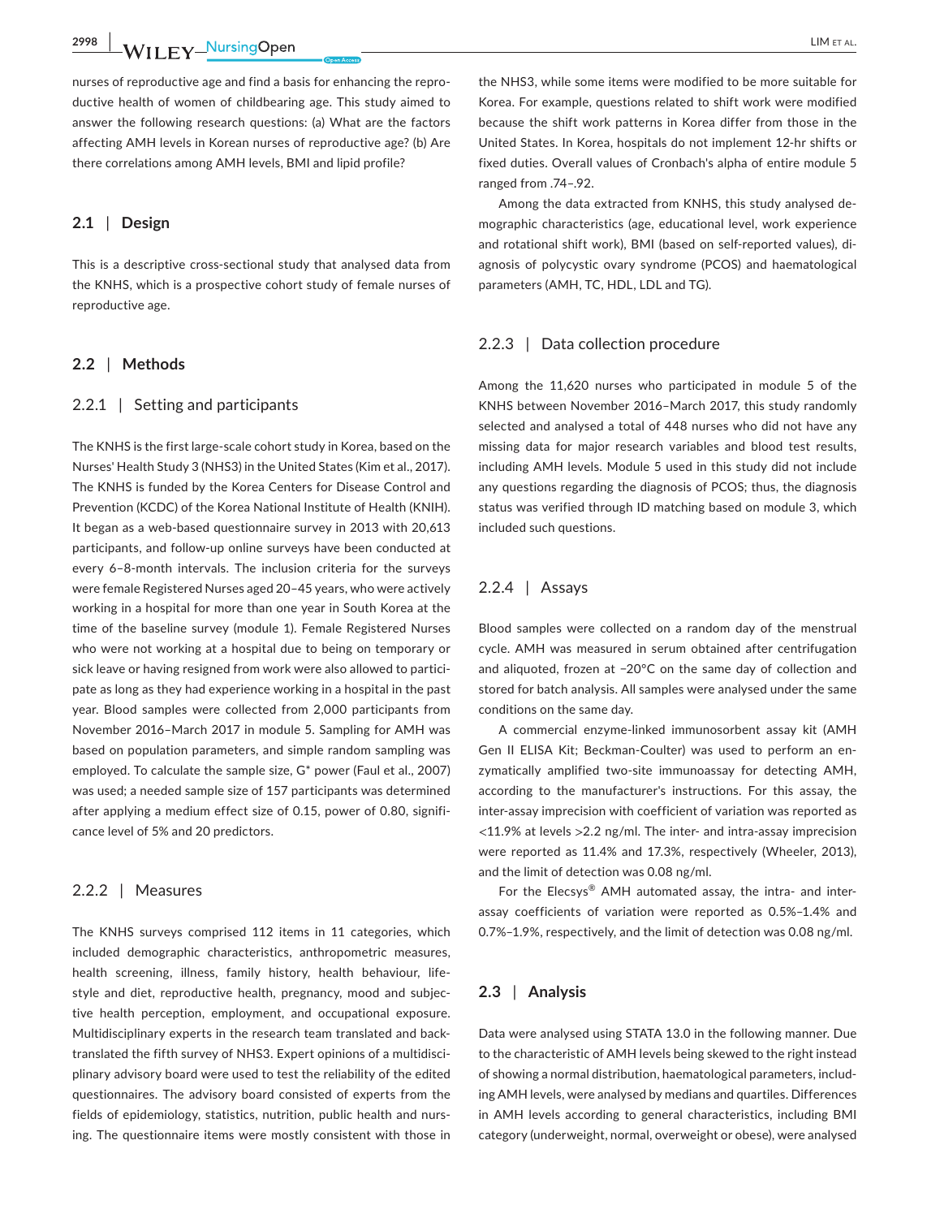nurses of reproductive age and find a basis for enhancing the reproductive health of women of childbearing age. This study aimed to answer the following research questions: (a) What are the factors affecting AMH levels in Korean nurses of reproductive age? (b) Are there correlations among AMH levels, BMI and lipid profile?

## 2.1 | Design

This is a descriptive cross-sectional study that analysed data from the KNHS, which is a prospective cohort study of female nurses of reproductive age.

## 2.2 | Methods

### 2.2.1 | Setting and participants

The KNHS is the first large-scale cohort study in Korea, based on the Nurses' Health Study 3 (NHS3) in the United States (Kim et al., 2017). The KNHS is funded by the Korea Centers for Disease Control and Prevention (KCDC) of the Korea National Institute of Health (KNIH). It began as a web-based questionnaire survey in 2013 with 20,613 participants, and follow-up online surveys have been conducted at every 6–8-month intervals. The inclusion criteria for the surveys were female Registered Nurses aged 20–45 years, who were actively working in a hospital for more than one year in South Korea at the time of the baseline survey (module 1). Female Registered Nurses who were not working at a hospital due to being on temporary or sick leave or having resigned from work were also allowed to participate as long as they had experience working in a hospital in the past year. Blood samples were collected from 2,000 participants from November 2016–March 2017 in module 5. Sampling for AMH was based on population parameters, and simple random sampling was employed. To calculate the sample size, G* power (Faul et al., 2007) was used; a needed sample size of 157 participants was determined after applying a medium effect size of 0.15, power of 0.80, significance level of 5% and 20 predictors.

### 2.2.2 | Measures

The KNHS surveys comprised 112 items in 11 categories, which included demographic characteristics, anthropometric measures, health screening, illness, family history, health behaviour, lifestyle and diet, reproductive health, pregnancy, mood and subjective health perception, employment, and occupational exposure. Multidisciplinary experts in the research team translated and back-translated the fifth survey of NHS3. Expert opinions of a multidisciplinary advisory board were used to test the reliability of the edited questionnaires. The advisory board consisted of experts from the fields of epidemiology, statistics, nutrition, public health and nursing. The questionnaire items were mostly consistent with those in the NHS3, while some items were modified to be more suitable for Korea. For example, questions related to shift work were modified because the shift work patterns in Korea differ from those in the United States. In Korea, hospitals do not implement 12-hr shifts or fixed duties. Overall values of Cronbach's alpha of entire module 5 ranged from .74–.92.

Among the data extracted from KNHS, this study analysed demographic characteristics (age, educational level, work experience and rotational shift work), BMI (based on self-reported values), diagnosis of polycystic ovary syndrome (PCOS) and haematological parameters (AMH, TC, HDL, LDL and TG).

### 2.2.3 | Data collection procedure

Among the 11,620 nurses who participated in module 5 of the KNHS between November 2016–March 2017, this study randomly selected and analysed a total of 448 nurses who did not have any missing data for major research variables and blood test results, including AMH levels. Module 5 used in this study did not include any questions regarding the diagnosis of PCOS; thus, the diagnosis status was verified through ID matching based on module 3, which included such questions.

### 2.2.4 | Assays

Blood samples were collected on a random day of the menstrual cycle. AMH was measured in serum obtained after centrifugation and aliquoted, frozen at −20°C on the same day of collection and stored for batch analysis. All samples were analysed under the same conditions on the same day.

A commercial enzyme-linked immunosorbent assay kit (AMH Gen II ELISA Kit; Beckman-Coulter) was used to perform an enzymatically amplified two-site immunoassay for detecting AMH, according to the manufacturer's instructions. For this assay, the inter-assay imprecision with coefficient of variation was reported as <11.9% at levels >2.2 ng/ml. The inter- and intra-assay imprecision were reported as 11.4% and 17.3%, respectively (Wheeler, 2013), and the limit of detection was 0.08 ng/ml.

For the Elecsys® AMH automated assay, the intra- and inter-assay coefficients of variation were reported as 0.5%–1.4% and 0.7%–1.9%, respectively, and the limit of detection was 0.08 ng/ml.

## 2.3 | Analysis

Data were analysed using STATA 13.0 in the following manner. Due to the characteristic of AMH levels being skewed to the right instead of showing a normal distribution, haematological parameters, including AMH levels, were analysed by medians and quartiles. Differences in AMH levels according to general characteristics, including BMI category (underweight, normal, overweight or obese), were analysed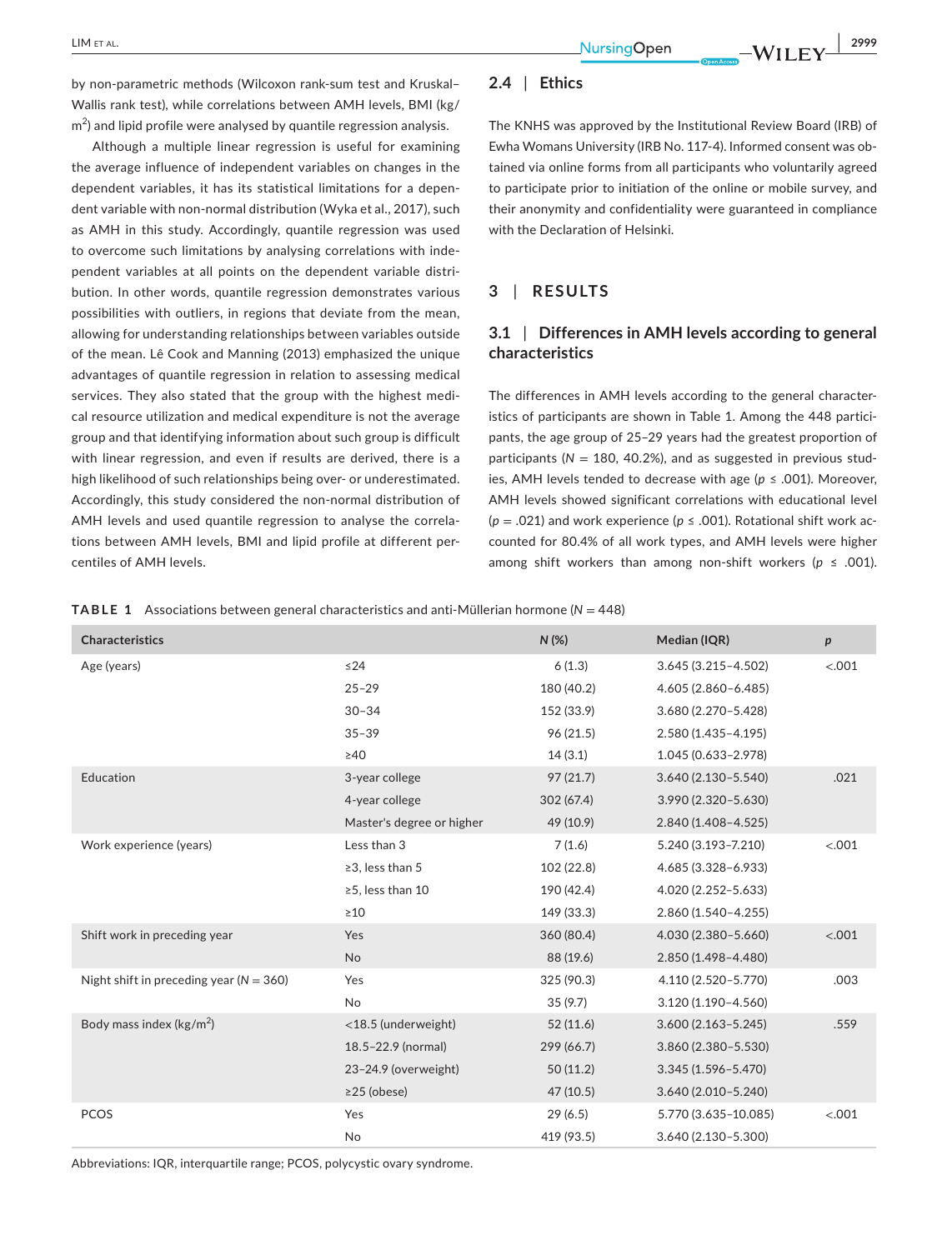by non-parametric methods (Wilcoxon rank-sum test and Kruskal–Wallis rank test), while correlations between AMH levels, BMI (kg/$m^2$) and lipid profile were analysed by quantile regression analysis.

Although a multiple linear regression is useful for examining the average influence of independent variables on changes in the dependent variables, it has its statistical limitations for a dependent variable with non-normal distribution (Wyka et al., 2017), such as AMH in this study. Accordingly, quantile regression was used to overcome such limitations by analysing correlations with independent variables at all points on the dependent variable distribution. In other words, quantile regression demonstrates various possibilities with outliers, in regions that deviate from the mean, allowing for understanding relationships between variables outside of the mean. Lê Cook and Manning (2013) emphasized the unique advantages of quantile regression in relation to assessing medical services. They also stated that the group with the highest medical resource utilization and medical expenditure is not the average group and that identifying information about such group is difficult with linear regression, and even if results are derived, there is a high likelihood of such relationships being over- or underestimated. Accordingly, this study considered the non-normal distribution of AMH levels and used quantile regression to analyse the correlations between AMH levels, BMI and lipid profile at different percentiles of AMH levels.

### 2.4 | Ethics

The KNHS was approved by the Institutional Review Board (IRB) of Ewha Womans University (IRB No. 117-4). Informed consent was obtained via online forms from all participants who voluntarily agreed to participate prior to initiation of the online or mobile survey, and their anonymity and confidentiality were guaranteed in compliance with the Declaration of Helsinki.

## 3 | RESULTS

### 3.1 | Differences in AMH levels according to general characteristics

The differences in AMH levels according to the general characteristics of participants are shown in Table 1. Among the 448 participants, the age group of 25–29 years had the greatest proportion of participants ($N$ = 180, 40.2%), and as suggested in previous studies, AMH levels tended to decrease with age ($p \le .001$). Moreover, AMH levels showed significant correlations with educational level ($p = .021$) and work experience ($p \le .001$). Rotational shift work accounted for 80.4% of all work types, and AMH levels were higher among shift workers than among non-shift workers ($p \le .001$).

**TABLE 1** Associations between general characteristics and anti-Müllerian hormone ($N$ = 448)

| Characteristics | | N (%) | Median (IQR) | p |
|---|---|---|---|---|
| Age (years) | ≤24 | 6 (1.3) | 3.645 (3.215–4.502) | <.001 |
| | 25–29 | 180 (40.2) | 4.605 (2.860–6.485) | |
| | 30–34 | 152 (33.9) | 3.680 (2.270–5.428) | |
| | 35–39 | 96 (21.5) | 2.580 (1.435–4.195) | |
| | ≥40 | 14 (3.1) | 1.045 (0.633–2.978) | |
| Education | 3-year college | 97 (21.7) | 3.640 (2.130–5.540) | .021 |
| | 4-year college | 302 (67.4) | 3.990 (2.320–5.630) | |
| | Master's degree or higher | 49 (10.9) | 2.840 (1.408–4.525) | |
| Work experience (years) | Less than 3 | 7 (1.6) | 5.240 (3.193–7.210) | <.001 |
| | ≥3, less than 5 | 102 (22.8) | 4.685 (3.328–6.933) | |
| | ≥5, less than 10 | 190 (42.4) | 4.020 (2.252–5.633) | |
| | ≥10 | 149 (33.3) | 2.860 (1.540–4.255) | |
| Shift work in preceding year | Yes | 360 (80.4) | 4.030 (2.380–5.660) | <.001 |
| | No | 88 (19.6) | 2.850 (1.498–4.480) | |
| Night shift in preceding year (N = 360) | Yes | 325 (90.3) | 4.110 (2.520–5.770) | .003 |
| | No | 35 (9.7) | 3.120 (1.190–4.560) | |
| Body mass index (kg/$m^2$) | <18.5 (underweight) | 52 (11.6) | 3.600 (2.163–5.245) | .559 |
| | 18.5–22.9 (normal) | 299 (66.7) | 3.860 (2.380–5.530) | |
| | 23–24.9 (overweight) | 50 (11.2) | 3.345 (1.596–5.470) | |
| | ≥25 (obese) | 47 (10.5) | 3.640 (2.010–5.240) | |
| PCOS | Yes | 29 (6.5) | 5.770 (3.635–10.085) | <.001 |
| | No | 419 (93.5) | 3.640 (2.130–5.300) | |

Abbreviations: IQR, interquartile range; PCOS, polycystic ovary syndrome.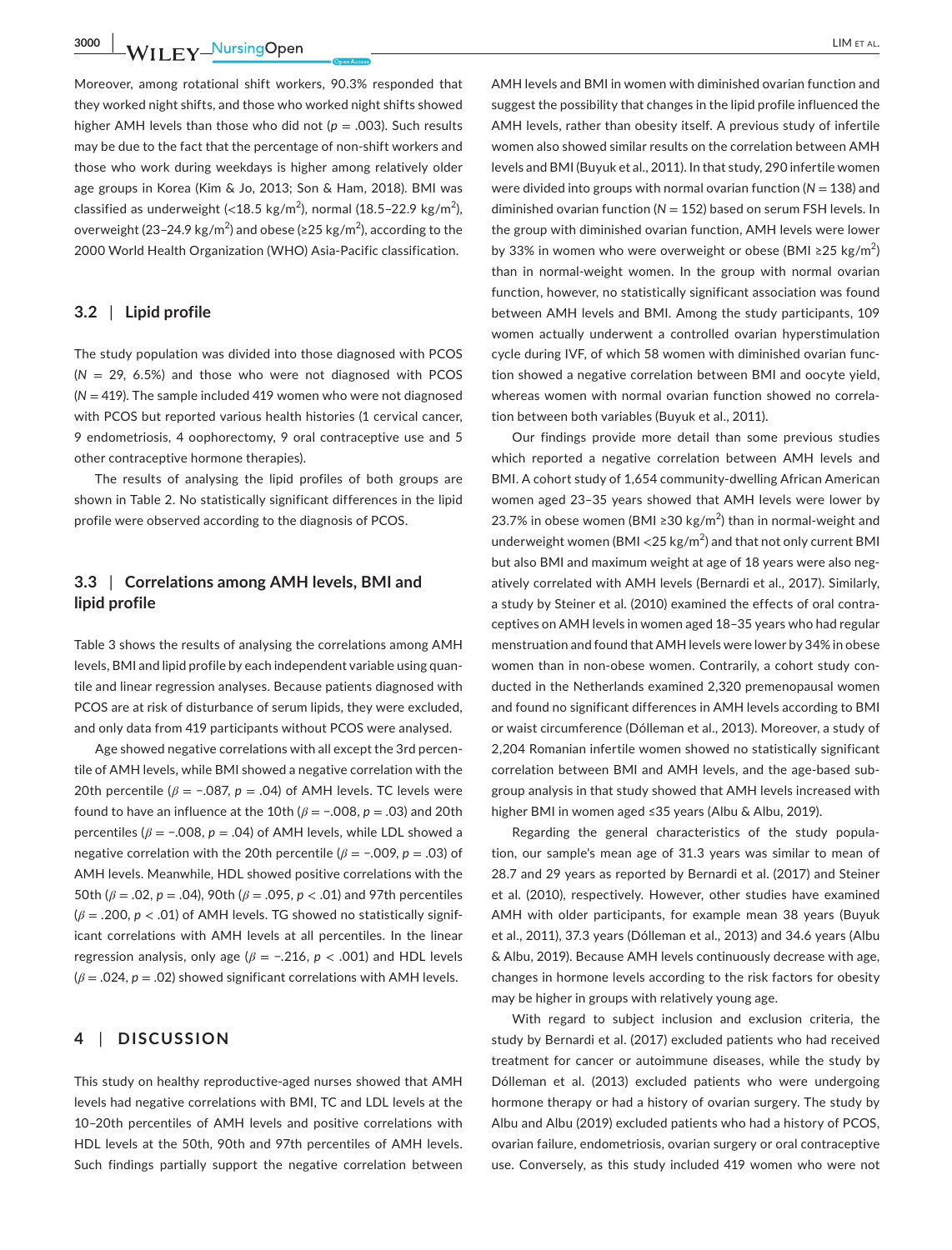Moreover, among rotational shift workers, 90.3% responded that they worked night shifts, and those who worked night shifts showed higher AMH levels than those who did not ($p$ = .003). Such results may be due to the fact that the percentage of non-shift workers and those who work during weekdays is higher among relatively older age groups in Korea (Kim & Jo, 2013; Son & Ham, 2018). BMI was classified as underweight (<18.5 kg/m$^2$), normal (18.5–22.9 kg/m$^2$), overweight (23–24.9 kg/m$^2$) and obese (≥25 kg/m$^2$), according to the 2000 World Health Organization (WHO) Asia-Pacific classification.

## 3.2 | Lipid profile

The study population was divided into those diagnosed with PCOS ($N$ = 29, 6.5%) and those who were not diagnosed with PCOS ($N$ = 419). The sample included 419 women who were not diagnosed with PCOS but reported various health histories (1 cervical cancer, 9 endometriosis, 4 oophorectomy, 9 oral contraceptive use and 5 other contraceptive hormone therapies).

The results of analysing the lipid profiles of both groups are shown in Table 2. No statistically significant differences in the lipid profile were observed according to the diagnosis of PCOS.

## 3.3 | Correlations among AMH levels, BMI and lipid profile

Table 3 shows the results of analysing the correlations among AMH levels, BMI and lipid profile by each independent variable using quantile and linear regression analyses. Because patients diagnosed with PCOS are at risk of disturbance of serum lipids, they were excluded, and only data from 419 participants without PCOS were analysed.

Age showed negative correlations with all except the 3rd percentile of AMH levels, while BMI showed a negative correlation with the 20th percentile ($\beta$ = −.087, $p$ = .04) of AMH levels. TC levels were found to have an influence at the 10th ($\beta$ = −.008, $p$ = .03) and 20th percentiles ($\beta$ = −.008, $p$ = .04) of AMH levels, while LDL showed a negative correlation with the 20th percentile ($\beta$ = −.009, $p$ = .03) of AMH levels. Meanwhile, HDL showed positive correlations with the 50th ($\beta$ = .02, $p$ = .04), 90th ($\beta$ = .095, $p$ < .01) and 97th percentiles ($\beta$ = .200, $p$ < .01) of AMH levels. TG showed no statistically significant correlations with AMH levels at all percentiles. In the linear regression analysis, only age ($\beta$ = −.216, $p$ < .001) and HDL levels ($\beta$ = .024, $p$ = .02) showed significant correlations with AMH levels.

# 4 | DISCUSSION

This study on healthy reproductive-aged nurses showed that AMH levels had negative correlations with BMI, TC and LDL levels at the 10–20th percentiles of AMH levels and positive correlations with HDL levels at the 50th, 90th and 97th percentiles of AMH levels. Such findings partially support the negative correlation between AMH levels and BMI in women with diminished ovarian function and suggest the possibility that changes in the lipid profile influenced the AMH levels, rather than obesity itself. A previous study of infertile women also showed similar results on the correlation between AMH levels and BMI (Buyuk et al., 2011). In that study, 290 infertile women were divided into groups with normal ovarian function ($N$ = 138) and diminished ovarian function ($N$ = 152) based on serum FSH levels. In the group with diminished ovarian function, AMH levels were lower by 33% in women who were overweight or obese (BMI ≥25 kg/m$^2$) than in normal-weight women. In the group with normal ovarian function, however, no statistically significant association was found between AMH levels and BMI. Among the study participants, 109 women actually underwent a controlled ovarian hyperstimulation cycle during IVF, of which 58 women with diminished ovarian function showed a negative correlation between BMI and oocyte yield, whereas women with normal ovarian function showed no correlation between both variables (Buyuk et al., 2011).

Our findings provide more detail than some previous studies which reported a negative correlation between AMH levels and BMI. A cohort study of 1,654 community-dwelling African American women aged 23–35 years showed that AMH levels were lower by 23.7% in obese women (BMI ≥30 kg/m$^2$) than in normal-weight and underweight women (BMI <25 kg/m$^2$) and that not only current BMI but also BMI and maximum weight at age of 18 years were also negatively correlated with AMH levels (Bernardi et al., 2017). Similarly, a study by Steiner et al. (2010) examined the effects of oral contraceptives on AMH levels in women aged 18–35 years who had regular menstruation and found that AMH levels were lower by 34% in obese women than in non-obese women. Contrarily, a cohort study conducted in the Netherlands examined 2,320 premenopausal women and found no significant differences in AMH levels according to BMI or waist circumference (Dólleman et al., 2013). Moreover, a study of 2,204 Romanian infertile women showed no statistically significant correlation between BMI and AMH levels, and the age-based subgroup analysis in that study showed that AMH levels increased with higher BMI in women aged ≤35 years (Albu & Albu, 2019).

Regarding the general characteristics of the study population, our sample's mean age of 31.3 years was similar to mean of 28.7 and 29 years as reported by Bernardi et al. (2017) and Steiner et al. (2010), respectively. However, other studies have examined AMH with older participants, for example mean 38 years (Buyuk et al., 2011), 37.3 years (Dólleman et al., 2013) and 34.6 years (Albu & Albu, 2019). Because AMH levels continuously decrease with age, changes in hormone levels according to the risk factors for obesity may be higher in groups with relatively young age.

With regard to subject inclusion and exclusion criteria, the study by Bernardi et al. (2017) excluded patients who had received treatment for cancer or autoimmune diseases, while the study by Dólleman et al. (2013) excluded patients who were undergoing hormone therapy or had a history of ovarian surgery. The study by Albu and Albu (2019) excluded patients who had a history of PCOS, ovarian failure, endometriosis, ovarian surgery or oral contraceptive use. Conversely, as this study included 419 women who were not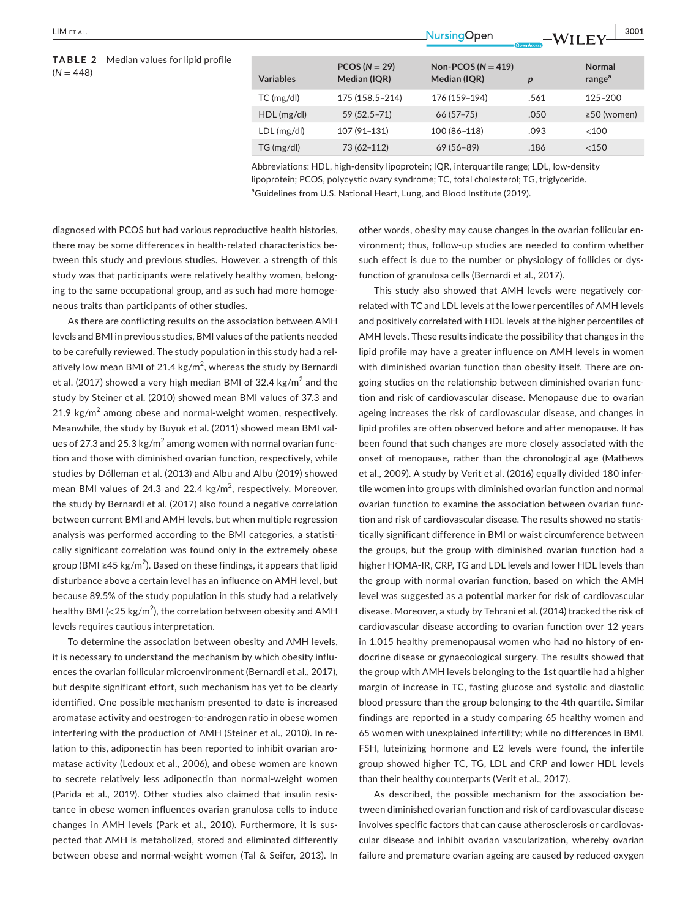**TABLE 2** Median values for lipid profile ($N = 448$)

| Variables | PCOS ($N = 29$) Median (IQR) | Non-PCOS ($N = 419$) Median (IQR) | p | Normal range[a] |
|---|---|---|---|---|
| TC (mg/dl) | 175 (158.5–214) | 176 (159–194) | .561 | 125–200 |
| HDL (mg/dl) | 59 (52.5–71) | 66 (57–75) | .050 | ≥50 (women) |
| LDL (mg/dl) | 107 (91–131) | 100 (86–118) | .093 | <100 |
| TG (mg/dl) | 73 (62–112) | 69 (56–89) | .186 | <150 |

Abbreviations: HDL, high-density lipoprotein; IQR, interquartile range; LDL, low-density lipoprotein; PCOS, polycystic ovary syndrome; TC, total cholesterol; TG, triglyceride.

[a]Guidelines from U.S. National Heart, Lung, and Blood Institute (2019).

diagnosed with PCOS but had various reproductive health histories, there may be some differences in health-related characteristics between this study and previous studies. However, a strength of this study was that participants were relatively healthy women, belonging to the same occupational group, and as such had more homogeneous traits than participants of other studies.

As there are conflicting results on the association between AMH levels and BMI in previous studies, BMI values of the patients needed to be carefully reviewed. The study population in this study had a relatively low mean BMI of 21.4 kg/m$^2$, whereas the study by Bernardi et al. (2017) showed a very high median BMI of 32.4 kg/m$^2$ and the study by Steiner et al. (2010) showed mean BMI values of 37.3 and 21.9 kg/m$^2$ among obese and normal-weight women, respectively. Meanwhile, the study by Buyuk et al. (2011) showed mean BMI values of 27.3 and 25.3 kg/m$^2$ among women with normal ovarian function and those with diminished ovarian function, respectively, while studies by Dólleman et al. (2013) and Albu and Albu (2019) showed mean BMI values of 24.3 and 22.4 kg/m$^2$, respectively. Moreover, the study by Bernardi et al. (2017) also found a negative correlation between current BMI and AMH levels, but when multiple regression analysis was performed according to the BMI categories, a statistically significant correlation was found only in the extremely obese group (BMI ≥45 kg/m$^2$). Based on these findings, it appears that lipid disturbance above a certain level has an influence on AMH level, but because 89.5% of the study population in this study had a relatively healthy BMI (<25 kg/m$^2$), the correlation between obesity and AMH levels requires cautious interpretation.

To determine the association between obesity and AMH levels, it is necessary to understand the mechanism by which obesity influences the ovarian follicular microenvironment (Bernardi et al., 2017), but despite significant effort, such mechanism has yet to be clearly identified. One possible mechanism presented to date is increased aromatase activity and oestrogen-to-androgen ratio in obese women interfering with the production of AMH (Steiner et al., 2010). In relation to this, adiponectin has been reported to inhibit ovarian aromatase activity (Ledoux et al., 2006), and obese women are known to secrete relatively less adiponectin than normal-weight women (Parida et al., 2019). Other studies also claimed that insulin resistance in obese women influences ovarian granulosa cells to induce changes in AMH levels (Park et al., 2010). Furthermore, it is suspected that AMH is metabolized, stored and eliminated differently between obese and normal-weight women (Tal & Seifer, 2013). In other words, obesity may cause changes in the ovarian follicular environment; thus, follow-up studies are needed to confirm whether such effect is due to the number or physiology of follicles or dysfunction of granulosa cells (Bernardi et al., 2017).

This study also showed that AMH levels were negatively correlated with TC and LDL levels at the lower percentiles of AMH levels and positively correlated with HDL levels at the higher percentiles of AMH levels. These results indicate the possibility that changes in the lipid profile may have a greater influence on AMH levels in women with diminished ovarian function than obesity itself. There are ongoing studies on the relationship between diminished ovarian function and risk of cardiovascular disease. Menopause due to ovarian ageing increases the risk of cardiovascular disease, and changes in lipid profiles are often observed before and after menopause. It has been found that such changes are more closely associated with the onset of menopause, rather than the chronological age (Mathews et al., 2009). A study by Verit et al. (2016) equally divided 180 infertile women into groups with diminished ovarian function and normal ovarian function to examine the association between ovarian function and risk of cardiovascular disease. The results showed no statistically significant difference in BMI or waist circumference between the groups, but the group with diminished ovarian function had a higher HOMA-IR, CRP, TG and LDL levels and lower HDL levels than the group with normal ovarian function, based on which the AMH level was suggested as a potential marker for risk of cardiovascular disease. Moreover, a study by Tehrani et al. (2014) tracked the risk of cardiovascular disease according to ovarian function over 12 years in 1,015 healthy premenopausal women who had no history of endocrine disease or gynaecological surgery. The results showed that the group with AMH levels belonging to the 1st quartile had a higher margin of increase in TC, fasting glucose and systolic and diastolic blood pressure than the group belonging to the 4th quartile. Similar findings are reported in a study comparing 65 healthy women and 65 women with unexplained infertility; while no differences in BMI, FSH, luteinizing hormone and E2 levels were found, the infertile group showed higher TC, TG, LDL and CRP and lower HDL levels than their healthy counterparts (Verit et al., 2017).

As described, the possible mechanism for the association between diminished ovarian function and risk of cardiovascular disease involves specific factors that can cause atherosclerosis or cardiovascular disease and inhibit ovarian vascularization, whereby ovarian failure and premature ovarian ageing are caused by reduced oxygen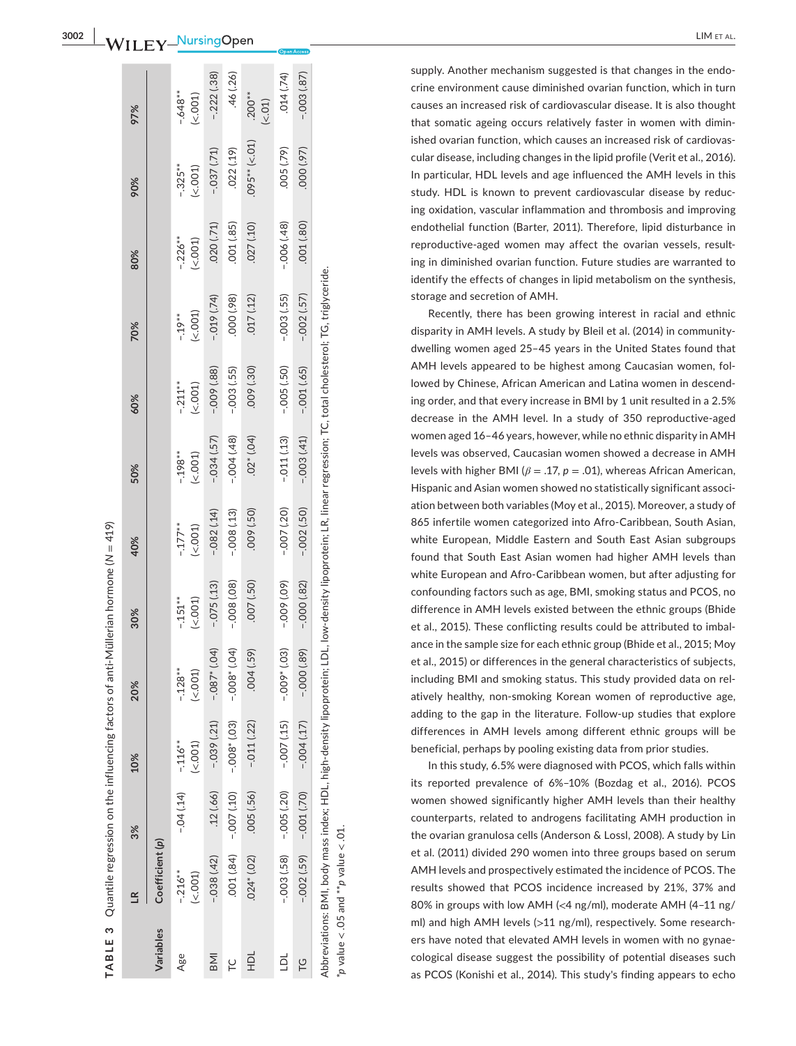**TABLE 3** Quantile regression on the influencing factors of anti-Müllerian hormone (N = 419)

| Variables | LR | 3% | 10% | 20% | 30% | 40% | 50% | 60% | 70% | 80% | 90% | 97% |
|---|---|---|---|---|---|---|---|---|---|---|---|---|
| | Coefficient (p) | | | | | | | | | | | |
| Age | -.216** (<.001) | -.04 (.14) | -.116** (<.001) | -.128** (<.001) | -.151** (<.001) | -.177** (<.001) | -.198** (<.001) | -.211** (<.001) | -.19** (<.001) | -.226** (<.001) | -.325** (<.001) | -.648** (<.001) |
| BMI | -.038 (.42) | .12 (.66) | -.039 (.21) | -.087* (.04) | -.075 (.13) | -.082 (.14) | -.034 (.57) | -.009 (.88) | -.019 (.74) | .020 (.71) | -.037 (.71) | -.222 (.38) |
| TC | .001 (.84) | -.007 (.10) | -.008* (.03) | -.008* (.04) | -.008 (.08) | -.008 (.13) | -.004 (.48) | -.003 (.55) | .000 (.98) | .001 (.85) | .022 (.19) | .46 (.26) |
| HDL | .024* (.02) | .005 (.56) | -.011 (.22) | .004 (.59) | .007 (.50) | .009 (.50) | .02* (.04) | .009 (.30) | .017 (.12) | .027 (.10) | .095** (<.01) | .200** (<.01) |
| LDL | -.003 (.58) | -.005 (.20) | -.007 (.15) | -.009* (.03) | -.009 (.09) | -.007 (.20) | -.011 (.13) | -.005 (.50) | -.003 (.55) | -.006 (.48) | .005 (.79) | .014 (.74) |
| TG | -.002 (.59) | -.001 (.70) | -.004 (.17) | -.000 (.89) | -.000 (.82) | -.002 (.50) | -.003 (.41) | -.001 (.65) | -.002 (.57) | .001 (.80) | .000 (.97) | -.003 (.87) |

Abbreviations: BMI, body mass index; HDL, high-density lipoprotein; LDL, low-density lipoprotein; LR, linear regression; TC, total cholesterol; TG, triglyceride.

*p value < .05 and **p value < .01.

supply. Another mechanism suggested is that changes in the endocrine environment cause diminished ovarian function, which in turn causes an increased risk of cardiovascular disease. It is also thought that somatic ageing occurs relatively faster in women with diminished ovarian function, which causes an increased risk of cardiovascular disease, including changes in the lipid profile (Verit et al., 2016). In particular, HDL levels and age influenced the AMH levels in this study. HDL is known to prevent cardiovascular disease by reducing oxidation, vascular inflammation and thrombosis and improving endothelial function (Barter, 2011). Therefore, lipid disturbance in reproductive-aged women may affect the ovarian vessels, resulting in diminished ovarian function. Future studies are warranted to identify the effects of changes in lipid metabolism on the synthesis, storage and secretion of AMH.

Recently, there has been growing interest in racial and ethnic disparity in AMH levels. A study by Bleil et al. (2014) in community-dwelling women aged 25–45 years in the United States found that AMH levels appeared to be highest among Caucasian women, followed by Chinese, African American and Latina women in descending order, and that every increase in BMI by 1 unit resulted in a 2.5% decrease in the AMH level. In a study of 350 reproductive-aged women aged 16–46 years, however, while no ethnic disparity in AMH levels was observed, Caucasian women showed a decrease in AMH levels with higher BMI ($\beta = .17$, $p = .01$), whereas African American, Hispanic and Asian women showed no statistically significant association between both variables (Moy et al., 2015). Moreover, a study of 865 infertile women categorized into Afro-Caribbean, South Asian, white European, Middle Eastern and South East Asian subgroups found that South East Asian women had higher AMH levels than white European and Afro-Caribbean women, but after adjusting for confounding factors such as age, BMI, smoking status and PCOS, no difference in AMH levels existed between the ethnic groups (Bhide et al., 2015). These conflicting results could be attributed to imbalance in the sample size for each ethnic group (Bhide et al., 2015; Moy et al., 2015) or differences in the general characteristics of subjects, including BMI and smoking status. This study provided data on relatively healthy, non-smoking Korean women of reproductive age, adding to the gap in the literature. Follow-up studies that explore differences in AMH levels among different ethnic groups will be beneficial, perhaps by pooling existing data from prior studies.

In this study, 6.5% were diagnosed with PCOS, which falls within its reported prevalence of 6%–10% (Bozdag et al., 2016). PCOS women showed significantly higher AMH levels than their healthy counterparts, related to androgens facilitating AMH production in the ovarian granulosa cells (Anderson & Lossl, 2008). A study by Lin et al. (2011) divided 290 women into three groups based on serum AMH levels and prospectively estimated the incidence of PCOS. The results showed that PCOS incidence increased by 21%, 37% and 80% in groups with low AMH (<4 ng/ml), moderate AMH (4–11 ng/ml) and high AMH levels (>11 ng/ml), respectively. Some researchers have noted that elevated AMH levels in women with no gynaecological disease suggest the possibility of potential diseases such as PCOS (Konishi et al., 2014). This study's finding appears to echo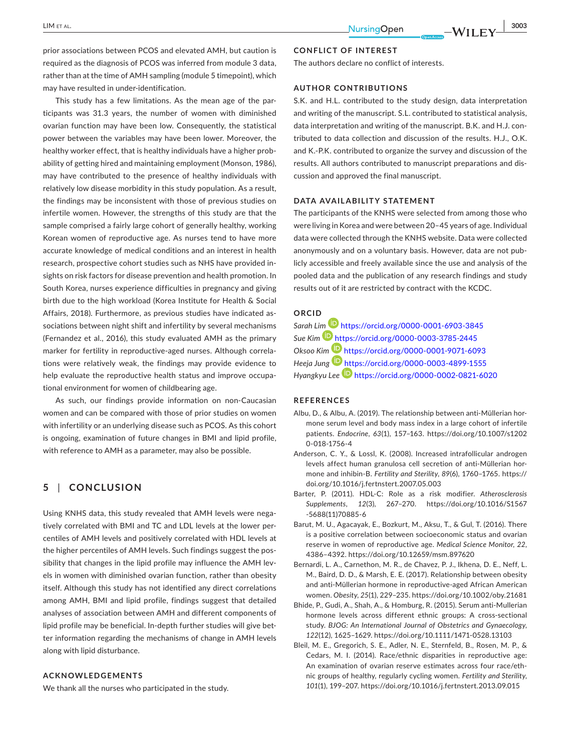prior associations between PCOS and elevated AMH, but caution is required as the diagnosis of PCOS was inferred from module 3 data, rather than at the time of AMH sampling (module 5 timepoint), which may have resulted in under-identification.

This study has a few limitations. As the mean age of the participants was 31.3 years, the number of women with diminished ovarian function may have been low. Consequently, the statistical power between the variables may have been lower. Moreover, the healthy worker effect, that is healthy individuals have a higher probability of getting hired and maintaining employment (Monson, 1986), may have contributed to the presence of healthy individuals with relatively low disease morbidity in this study population. As a result, the findings may be inconsistent with those of previous studies on infertile women. However, the strengths of this study are that the sample comprised a fairly large cohort of generally healthy, working Korean women of reproductive age. As nurses tend to have more accurate knowledge of medical conditions and an interest in health research, prospective cohort studies such as NHS have provided insights on risk factors for disease prevention and health promotion. In South Korea, nurses experience difficulties in pregnancy and giving birth due to the high workload (Korea Institute for Health & Social Affairs, 2018). Furthermore, as previous studies have indicated associations between night shift and infertility by several mechanisms (Fernandez et al., 2016), this study evaluated AMH as the primary marker for fertility in reproductive-aged nurses. Although correlations were relatively weak, the findings may provide evidence to help evaluate the reproductive health status and improve occupational environment for women of childbearing age.

As such, our findings provide information on non-Caucasian women and can be compared with those of prior studies on women with infertility or an underlying disease such as PCOS. As this cohort is ongoing, examination of future changes in BMI and lipid profile, with reference to AMH as a parameter, may also be possible.

## 5 | CONCLUSION

Using KNHS data, this study revealed that AMH levels were negatively correlated with BMI and TC and LDL levels at the lower percentiles of AMH levels and positively correlated with HDL levels at the higher percentiles of AMH levels. Such findings suggest the possibility that changes in the lipid profile may influence the AMH levels in women with diminished ovarian function, rather than obesity itself. Although this study has not identified any direct correlations among AMH, BMI and lipid profile, findings suggest that detailed analyses of association between AMH and different components of lipid profile may be beneficial. In-depth further studies will give better information regarding the mechanisms of change in AMH levels along with lipid disturbance.

### ACKNOWLEDGEMENTS

We thank all the nurses who participated in the study.

### CONFLICT OF INTEREST

The authors declare no conflict of interests.

### AUTHOR CONTRIBUTIONS

S.K. and H.L. contributed to the study design, data interpretation and writing of the manuscript. S.L. contributed to statistical analysis, data interpretation and writing of the manuscript. B.K. and H.J. contributed to data collection and discussion of the results. H.J., O.K. and K.-P.K. contributed to organize the survey and discussion of the results. All authors contributed to manuscript preparations and discussion and approved the final manuscript.

### DATA AVAILABILITY STATEMENT

The participants of the KNHS were selected from among those who were living in Korea and were between 20–45 years of age. Individual data were collected through the KNHS website. Data were collected anonymously and on a voluntary basis. However, data are not publicly accessible and freely available since the use and analysis of the pooled data and the publication of any research findings and study results out of it are restricted by contract with the KCDC.

### ORCID

*Sarah Lim* https://orcid.org/0000-0001-6903-3845
*Sue Kim* https://orcid.org/0000-0003-3785-2445
*Oksoo Kim* https://orcid.org/0000-0001-9071-6093
*Heeja Jung* https://orcid.org/0000-0003-4899-1555
*Hyangkyu Lee* https://orcid.org/0000-0002-0821-6020

### REFERENCES

Albu, D., & Albu, A. (2019). The relationship between anti-Müllerian hormone serum level and body mass index in a large cohort of infertile patients. *Endocrine*, *63*(1), 157–163. https://doi.org/10.1007/s12020-018-1756-4

Anderson, C. Y., & Lossl, K. (2008). Increased intrafollicular androgen levels affect human granulosa cell secretion of anti-Müllerian hormone and inhibin-B. *Fertility and Sterility*, *89*(6), 1760–1765. https://doi.org/10.1016/j.fertnstert.2007.05.003

Barter, P. (2011). HDL-C: Role as a risk modifier. *Atherosclerosis Supplements*, *12*(3), 267–270. https://doi.org/10.1016/S1567-5688(11)70885-6

Barut, M. U., Agacayak, E., Bozkurt, M., Aksu, T., & Gul, T. (2016). There is a positive correlation between socioeconomic status and ovarian reserve in women of reproductive age. *Medical Science Monitor*, *22*, 4386–4392. https://doi.org/10.12659/msm.897620

Bernardi, L. A., Carnethon, M. R., de Chavez, P. J., Ikhena, D. E., Neff, L. M., Baird, D. D., & Marsh, E. E. (2017). Relationship between obesity and anti-Müllerian hormone in reproductive-aged African American women. *Obesity*, *25*(1), 229–235. https://doi.org/10.1002/oby.21681

Bhide, P., Gudi, A., Shah, A., & Homburg, R. (2015). Serum anti-Mullerian hormone levels across different ethnic groups: A cross-sectional study. *BJOG: An International Journal of Obstetrics and Gynaecology*, *122*(12), 1625–1629. https://doi.org/10.1111/1471-0528.13103

Bleil, M. E., Gregorich, S. E., Adler, N. E., Sternfeld, B., Rosen, M. P., & Cedars, M. I. (2014). Race/ethnic disparities in reproductive age: An examination of ovarian reserve estimates across four race/ethnic groups of healthy, regularly cycling women. *Fertility and Sterility*, *101*(1), 199–207. https://doi.org/10.1016/j.fertnstert.2013.09.015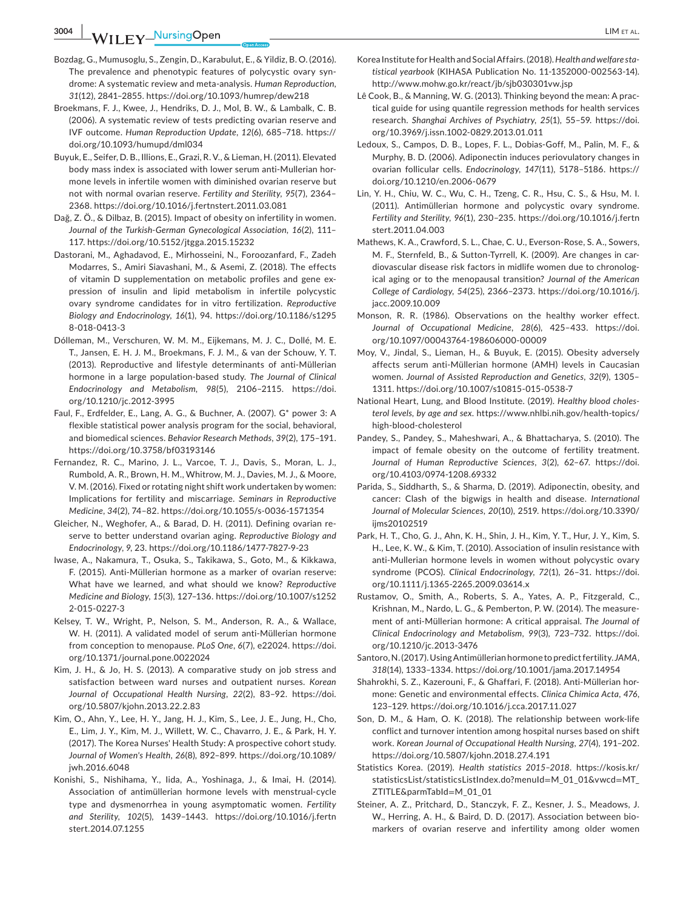Bozdag, G., Mumusoglu, S., Zengin, D., Karabulut, E., & Yildiz, B. O. (2016). The prevalence and phenotypic features of polycystic ovary syndrome: A systematic review and meta-analysis. *Human Reproduction*, *31*(12), 2841–2855. https://doi.org/10.1093/humrep/dew218

Broekmans, F. J., Kwee, J., Hendriks, D. J., Mol, B. W., & Lambalk, C. B. (2006). A systematic review of tests predicting ovarian reserve and IVF outcome. *Human Reproduction Update*, *12*(6), 685–718. https://doi.org/10.1093/humupd/dml034

Buyuk, E., Seifer, D. B., Illions, E., Grazi, R. V., & Lieman, H. (2011). Elevated body mass index is associated with lower serum anti-Mullerian hormone levels in infertile women with diminished ovarian reserve but not with normal ovarian reserve. *Fertility and Sterility*, *95*(7), 2364–2368. https://doi.org/10.1016/j.fertnstert.2011.03.081

Dağ, Z. Ö., & Dilbaz, B. (2015). Impact of obesity on infertility in women. *Journal of the Turkish-German Gynecological Association*, *16*(2), 111–117. https://doi.org/10.5152/jtgga.2015.15232

Dastorani, M., Aghadavod, E., Mirhosseini, N., Foroozanfard, F., Zadeh Modarres, S., Amiri Siavashani, M., & Asemi, Z. (2018). The effects of vitamin D supplementation on metabolic profiles and gene expression of insulin and lipid metabolism in infertile polycystic ovary syndrome candidates for in vitro fertilization. *Reproductive Biology and Endocrinology*, *16*(1), 94. https://doi.org/10.1186/s12958-018-0413-3

Dólleman, M., Verschuren, W. M. M., Eijkemans, M. J. C., Dollé, M. E. T., Jansen, E. H. J. M., Broekmans, F. J. M., & van der Schouw, Y. T. (2013). Reproductive and lifestyle determinants of anti-Müllerian hormone in a large population-based study. *The Journal of Clinical Endocrinology and Metabolism*, *98*(5), 2106–2115. https://doi.org/10.1210/jc.2012-3995

Faul, F., Erdfelder, E., Lang, A. G., & Buchner, A. (2007). G* power 3: A flexible statistical power analysis program for the social, behavioral, and biomedical sciences. *Behavior Research Methods*, *39*(2), 175–191. https://doi.org/10.3758/bf03193146

Fernandez, R. C., Marino, J. L., Varcoe, T. J., Davis, S., Moran, L. J., Rumbold, A. R., Brown, H. M., Whitrow, M. J., Davies, M. J., & Moore, V. M. (2016). Fixed or rotating night shift work undertaken by women: Implications for fertility and miscarriage. *Seminars in Reproductive Medicine*, *34*(2), 74–82. https://doi.org/10.1055/s-0036-1571354

Gleicher, N., Weghofer, A., & Barad, D. H. (2011). Defining ovarian reserve to better understand ovarian aging. *Reproductive Biology and Endocrinology*, *9*, 23. https://doi.org/10.1186/1477-7827-9-23

Iwase, A., Nakamura, T., Osuka, S., Takikawa, S., Goto, M., & Kikkawa, F. (2015). Anti-Müllerian hormone as a marker of ovarian reserve: What have we learned, and what should we know? *Reproductive Medicine and Biology*, *15*(3), 127–136. https://doi.org/10.1007/s12522-015-0227-3

Kelsey, T. W., Wright, P., Nelson, S. M., Anderson, R. A., & Wallace, W. H. (2011). A validated model of serum anti-Müllerian hormone from conception to menopause. *PLoS One*, *6*(7), e22024. https://doi.org/10.1371/journal.pone.0022024

Kim, J. H., & Jo, H. S. (2013). A comparative study on job stress and satisfaction between ward nurses and outpatient nurses. *Korean Journal of Occupational Health Nursing*, *22*(2), 83–92. https://doi.org/10.5807/kjohn.2013.22.2.83

Kim, O., Ahn, Y., Lee, H. Y., Jang, H. J., Kim, S., Lee, J. E., Jung, H., Cho, E., Lim, J. Y., Kim, M. J., Willett, W. C., Chavarro, J. E., & Park, H. Y. (2017). The Korea Nurses' Health Study: A prospective cohort study. *Journal of Women's Health*, *26*(8), 892–899. https://doi.org/10.1089/jwh.2016.6048

Konishi, S., Nishihama, Y., Iida, A., Yoshinaga, J., & Imai, H. (2014). Association of antimüllerian hormone levels with menstrual-cycle type and dysmenorrhea in young asymptomatic women. *Fertility and Sterility*, *102*(5), 1439–1443. https://doi.org/10.1016/j.fertnstert.2014.07.1255

Korea Institute for Health and Social Affairs. (2018). *Health and welfare statistical yearbook* (KIHASA Publication No. 11-1352000-002563-14). http://www.mohw.go.kr/react/jb/sjb030301vw.jsp

Lê Cook, B., & Manning, W. G. (2013). Thinking beyond the mean: A practical guide for using quantile regression methods for health services research. *Shanghai Archives of Psychiatry*, *25*(1), 55–59. https://doi.org/10.3969/j.issn.1002-0829.2013.01.011

Ledoux, S., Campos, D. B., Lopes, F. L., Dobias-Goff, M., Palin, M. F., & Murphy, B. D. (2006). Adiponectin induces periovulatory changes in ovarian follicular cells. *Endocrinology*, *147*(11), 5178–5186. https://doi.org/10.1210/en.2006-0679

Lin, Y. H., Chiu, W. C., Wu, C. H., Tzeng, C. R., Hsu, C. S., & Hsu, M. I. (2011). Antimüllerian hormone and polycystic ovary syndrome. *Fertility and Sterility*, *96*(1), 230–235. https://doi.org/10.1016/j.fertnstert.2011.04.003

Mathews, K. A., Crawford, S. L., Chae, C. U., Everson-Rose, S. A., Sowers, M. F., Sternfeld, B., & Sutton-Tyrrell, K. (2009). Are changes in cardiovascular disease risk factors in midlife women due to chronological aging or to the menopausal transition? *Journal of the American College of Cardiology*, *54*(25), 2366–2373. https://doi.org/10.1016/j.jacc.2009.10.009

Monson, R. R. (1986). Observations on the healthy worker effect. *Journal of Occupational Medicine*, *28*(6), 425–433. https://doi.org/10.1097/00043764-198606000-00009

Moy, V., Jindal, S., Lieman, H., & Buyuk, E. (2015). Obesity adversely affects serum anti-Müllerian hormone (AMH) levels in Caucasian women. *Journal of Assisted Reproduction and Genetics*, *32*(9), 1305–1311. https://doi.org/10.1007/s10815-015-0538-7

National Heart, Lung, and Blood Institute. (2019). *Healthy blood cholesterol levels, by age and sex*. https://www.nhlbi.nih.gov/health-topics/high-blood-cholesterol

Pandey, S., Pandey, S., Maheshwari, A., & Bhattacharya, S. (2010). The impact of female obesity on the outcome of fertility treatment. *Journal of Human Reproductive Sciences*, *3*(2), 62–67. https://doi.org/10.4103/0974-1208.69332

Parida, S., Siddharth, S., & Sharma, D. (2019). Adiponectin, obesity, and cancer: Clash of the bigwigs in health and disease. *International Journal of Molecular Sciences*, *20*(10), 2519. https://doi.org/10.3390/ijms20102519

Park, H. T., Cho, G. J., Ahn, K. H., Shin, J. H., Kim, Y. T., Hur, J. Y., Kim, S. H., Lee, K. W., & Kim, T. (2010). Association of insulin resistance with anti-Mullerian hormone levels in women without polycystic ovary syndrome (PCOS). *Clinical Endocrinology*, *72*(1), 26–31. https://doi.org/10.1111/j.1365-2265.2009.03614.x

Rustamov, O., Smith, A., Roberts, S. A., Yates, A. P., Fitzgerald, C., Krishnan, M., Nardo, L. G., & Pemberton, P. W. (2014). The measurement of anti-Müllerian hormone: A critical appraisal. *The Journal of Clinical Endocrinology and Metabolism*, *99*(3), 723–732. https://doi.org/10.1210/jc.2013-3476

Santoro, N. (2017). Using Antimüllerian hormone to predict fertility. *JAMA*, *318*(14), 1333–1334. https://doi.org/10.1001/jama.2017.14954

Shahrokhi, S. Z., Kazerouni, F., & Ghaffari, F. (2018). Anti-Müllerian hormone: Genetic and environmental effects. *Clinica Chimica Acta*, *476*, 123–129. https://doi.org/10.1016/j.cca.2017.11.027

Son, D. M., & Ham, O. K. (2018). The relationship between work-life conflict and turnover intention among hospital nurses based on shift work. *Korean Journal of Occupational Health Nursing*, *27*(4), 191–202. https://doi.org/10.5807/kjohn.2018.27.4.191

Statistics Korea. (2019). *Health statistics 2015–2018*. https://kosis.kr/statisticsList/statisticsListIndex.do?menuId=M_01_01&vwcd=MT_ZTITLE&parmTabId=M_01_01

Steiner, A. Z., Pritchard, D., Stanczyk, F. Z., Kesner, J. S., Meadows, J. W., Herring, A. H., & Baird, D. D. (2017). Association between biomarkers of ovarian reserve and infertility among older women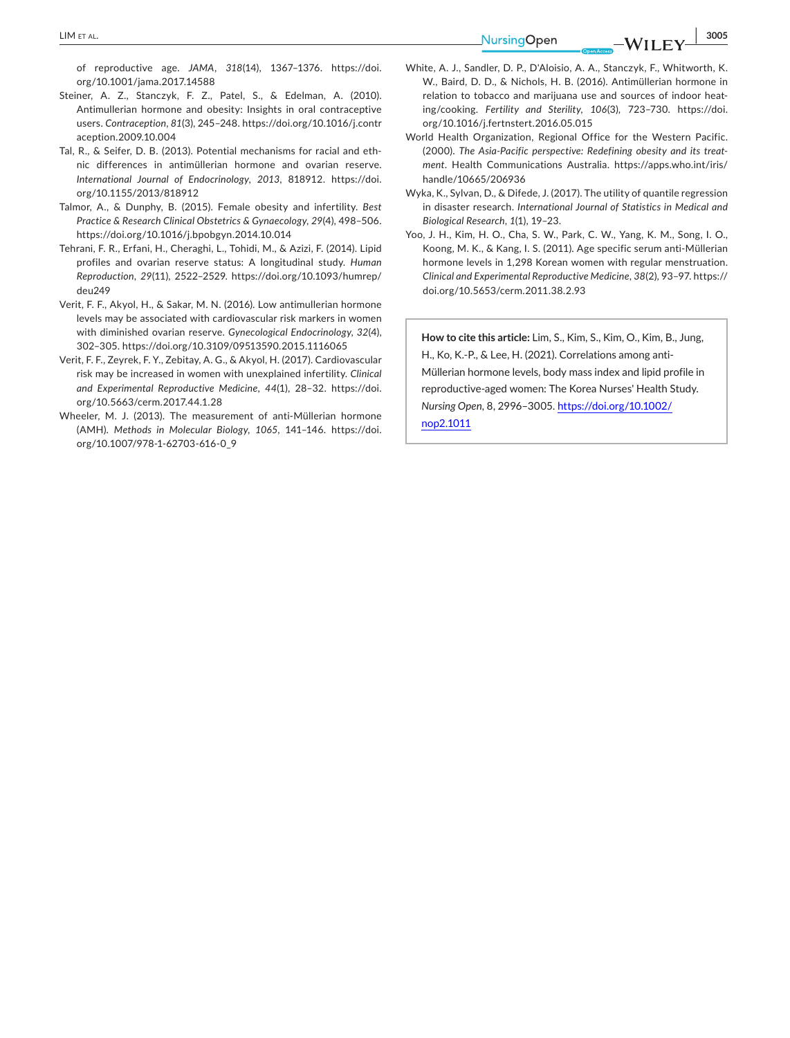of reproductive age. *JAMA*, *318*(14), 1367–1376. https://doi.org/10.1001/jama.2017.14588

Steiner, A. Z., Stanczyk, F. Z., Patel, S., & Edelman, A. (2010). Antimullerian hormone and obesity: Insights in oral contraceptive users. *Contraception*, *81*(3), 245–248. https://doi.org/10.1016/j.contraception.2009.10.004

Tal, R., & Seifer, D. B. (2013). Potential mechanisms for racial and ethnic differences in antimüllerian hormone and ovarian reserve. *International Journal of Endocrinology*, *2013*, 818912. https://doi.org/10.1155/2013/818912

Talmor, A., & Dunphy, B. (2015). Female obesity and infertility. *Best Practice & Research Clinical Obstetrics & Gynaecology*, *29*(4), 498–506. https://doi.org/10.1016/j.bpobgyn.2014.10.014

Tehrani, F. R., Erfani, H., Cheraghi, L., Tohidi, M., & Azizi, F. (2014). Lipid profiles and ovarian reserve status: A longitudinal study. *Human Reproduction*, *29*(11), 2522–2529. https://doi.org/10.1093/humrep/deu249

Verit, F. F., Akyol, H., & Sakar, M. N. (2016). Low antimullerian hormone levels may be associated with cardiovascular risk markers in women with diminished ovarian reserve. *Gynecological Endocrinology*, *32*(4), 302–305. https://doi.org/10.3109/09513590.2015.1116065

Verit, F. F., Zeyrek, F. Y., Zebitay, A. G., & Akyol, H. (2017). Cardiovascular risk may be increased in women with unexplained infertility. *Clinical and Experimental Reproductive Medicine*, *44*(1), 28–32. https://doi.org/10.5663/cerm.2017.44.1.28

Wheeler, M. J. (2013). The measurement of anti-Müllerian hormone (AMH). *Methods in Molecular Biology*, *1065*, 141–146. https://doi.org/10.1007/978-1-62703-616-0_9

White, A. J., Sandler, D. P., D'Aloisio, A. A., Stanczyk, F., Whitworth, K. W., Baird, D. D., & Nichols, H. B. (2016). Antimüllerian hormone in relation to tobacco and marijuana use and sources of indoor heating/cooking. *Fertility and Sterility*, *106*(3), 723–730. https://doi.org/10.1016/j.fertnstert.2016.05.015

World Health Organization, Regional Office for the Western Pacific. (2000). *The Asia-Pacific perspective: Redefining obesity and its treatment*. Health Communications Australia. https://apps.who.int/iris/handle/10665/206936

Wyka, K., Sylvan, D., & Difede, J. (2017). The utility of quantile regression in disaster research. *International Journal of Statistics in Medical and Biological Research*, *1*(1), 19–23.

Yoo, J. H., Kim, H. O., Cha, S. W., Park, C. W., Yang, K. M., Song, I. O., Koong, M. K., & Kang, I. S. (2011). Age specific serum anti-Müllerian hormone levels in 1,298 Korean women with regular menstruation. *Clinical and Experimental Reproductive Medicine*, *38*(2), 93–97. https://doi.org/10.5653/cerm.2011.38.2.93

**How to cite this article:** Lim, S., Kim, S., Kim, O., Kim, B., Jung, H., Ko, K.-P., & Lee, H. (2021). Correlations among anti-Müllerian hormone levels, body mass index and lipid profile in reproductive-aged women: The Korea Nurses' Health Study. *Nursing Open*, 8, 2996–3005. https://doi.org/10.1002/nop2.1011